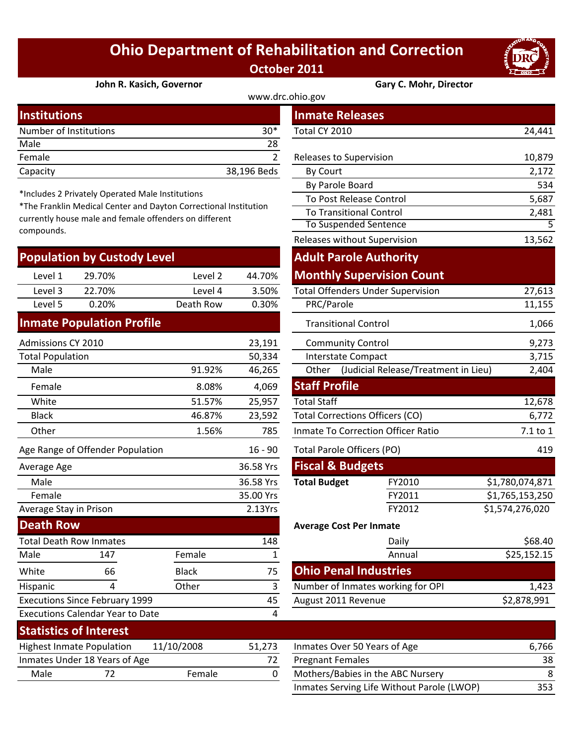# Ohio Department of Rehabilitation and Correction

**October 2011**

**John R. Kasich, Governor** **Gary C. Mohr, Director**

www.drc.ohio.gov

## Institutions

| | |
|---|---|
| Number of Institutions | 30* |
| Male | 28 |
| Female | 2 |
| Capacity | 38,196 Beds |

*Includes 2 Privately Operated Male Institutions

*The Franklin Medical Center and Dayton Correctional Institution currently house male and female offenders on different compounds.

## Population by Custody Level

| | | | |
|---|---|---|---|
| Level 1 | 29.70% | Level 2 | 44.70% |
| Level 3 | 22.70% | Level 4 | 3.50% |
| Level 5 | 0.20% | Death Row | 0.30% |

## Inmate Population Profile

| | | |
|---|---|---|
| Admissions CY 2010 | | 23,191 |
| Total Population | | 50,334 |
| Male | 91.92% | 46,265 |
| Female | 8.08% | 4,069 |
| White | 51.57% | 25,957 |
| Black | 46.87% | 23,592 |
| Other | 1.56% | 785 |
| Age Range of Offender Population | | 16 - 90 |
| Average Age | | 36.58 Yrs |
| Male | | 36.58 Yrs |
| Female | | 35.00 Yrs |
| Average Stay in Prison | | 2.13Yrs |

## Death Row

| | | | |
|---|---|---|---|
| Total Death Row Inmates | | | 148 |
| Male | 147 | Female | 1 |
| White | 66 | Black | 75 |
| Hispanic | 4 | Other | 3 |
| Executions Since February 1999 | | | 45 |
| Executions Calendar Year to Date | | | 4 |

## Inmate Releases

| | |
|---|---|
| Total CY 2010 | 24,441 |
| Releases to Supervision | 10,879 |
| By Court | 2,172 |
| By Parole Board | 534 |
| To Post Release Control | 5,687 |
| To Transitional Control | 2,481 |
| To Suspended Sentence | 5 |
| Releases without Supervision | 13,562 |

## Adult Parole Authority

## Monthly Supervision Count

| | |
|---|---|
| Total Offenders Under Supervision | 27,613 |
| PRC/Parole | 11,155 |
| Transitional Control | 1,066 |
| Community Control | 9,273 |
| Interstate Compact | 3,715 |
| Other (Judicial Release/Treatment in Lieu) | 2,404 |

## Staff Profile

| | |
|---|---|
| Total Staff | 12,678 |
| Total Corrections Officers (CO) | 6,772 |
| Inmate To Correction Officer Ratio | 7.1 to 1 |
| Total Parole Officers (PO) | 419 |

## Fiscal & Budgets

| | | |
|---|---|---|
| **Total Budget** | FY2010 | $1,780,074,871 |
| | FY2011 | $1,765,153,250 |
| | FY2012 | $1,574,276,020 |

**Average Cost Per Inmate**

| | |
|---|---|
| Daily | $68.40 |
| Annual | $25,152.15 |

## Ohio Penal Industries

| | |
|---|---|
| Number of Inmates working for OPI | 1,423 |
| August 2011 Revenue | $2,878,991 |

## Statistics of Interest

| | | | |
|---|---|---|---|
| Highest Inmate Population | 11/10/2008 | | 51,273 |
| Inmates Under 18 Years of Age | | | 72 |
| Male | 72 | Female | 0 |

| | |
|---|---|
| Inmates Over 50 Years of Age | 6,766 |
| Pregnant Females | 38 |
| Mothers/Babies in the ABC Nursery | 8 |
| Inmates Serving Life Without Parole (LWOP) | 353 |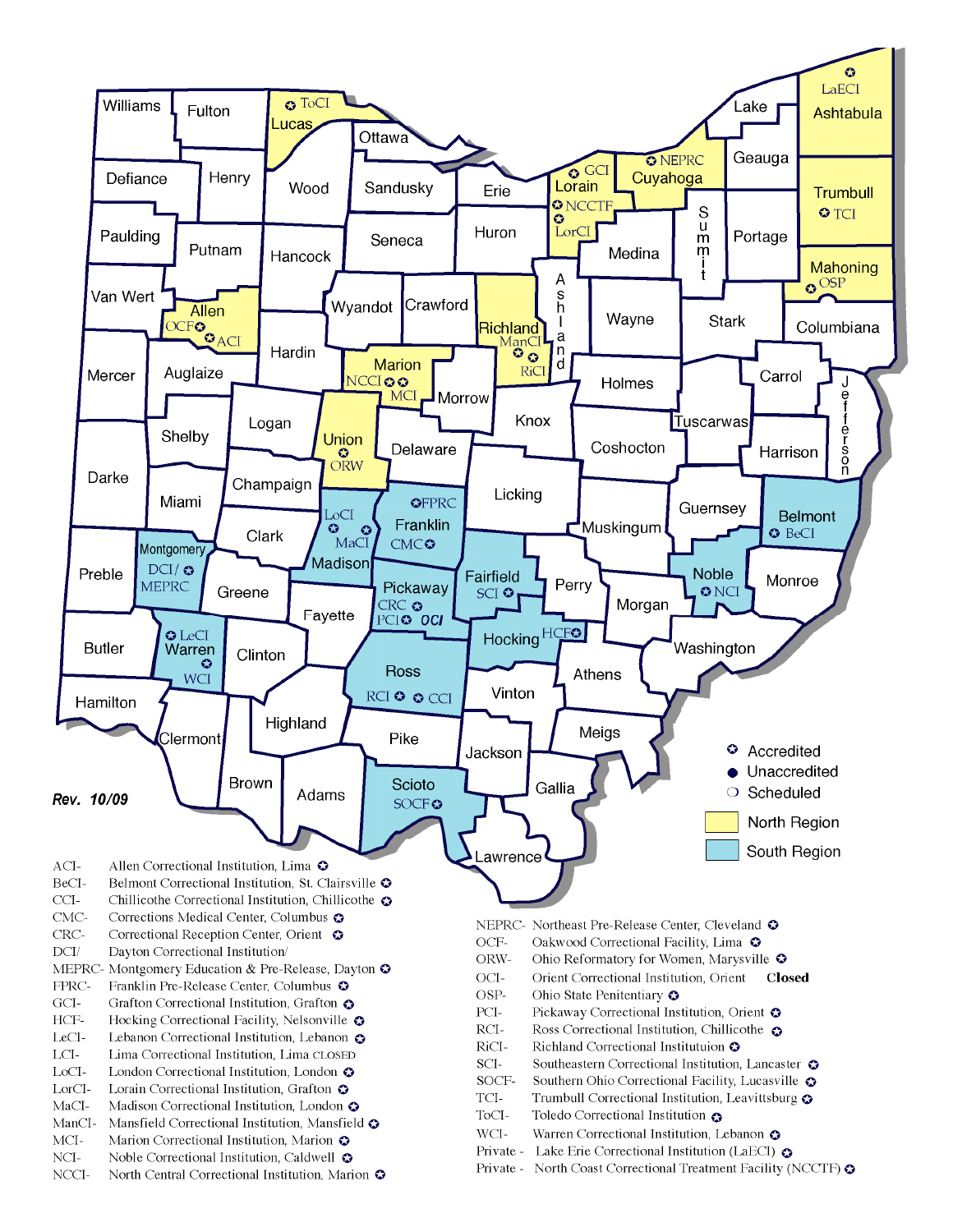Rev. 10/09

Accredited
Unaccredited
Scheduled
North Region
South Region

ACI- Allen Correctional Institution, Lima
BeCI- Belmont Correctional Institution, St. Clairsville
CCI- Chillicothe Correctional Institution, Chillicothe
CMC- Corrections Medical Center, Columbus
CRC- Correctional Reception Center, Orient
DCI/ Dayton Correctional Institution/
MEPRC- Montgomery Education & Pre-Release, Dayton
FPRC- Franklin Pre-Release Center, Columbus
GCI- Grafton Correctional Institution, Grafton
HCF- Hocking Correctional Facility, Nelsonville
LeCI- Lebanon Correctional Institution, Lebanon
LCI- Lima Correctional Institution, Lima CLOSED
LoCI- London Correctional Institution, London
LorCI- Lorain Correctional Institution, Grafton
MaCI- Madison Correctional Institution, London
ManCI- Mansfield Correctional Institution, Mansfield
MCI- Marion Correctional Institution, Marion
NCI- Noble Correctional Institution, Caldwell
NCCI- North Central Correctional Institution, Marion
NEPRC- Northeast Pre-Release Center, Cleveland
OCF- Oakwood Correctional Facility, Lima
ORW- Ohio Reformatory for Women, Marysville
OCI- Orient Correctional Institution, Orient **Closed**
OSP- Ohio State Penitentiary
PCI- Pickaway Correctional Institution, Orient
RCI- Ross Correctional Institution, Chillicothe
RiCI- Richland Correctional Institutuion
SCI- Southeastern Correctional Institution, Lancaster
SOCF- Southern Ohio Correctional Facility, Lucasville
TCI- Trumbull Correctional Institution, Leavittsburg
ToCI- Toledo Correctional Institution
WCI- Warren Correctional Institution, Lebanon
Private - Lake Erie Correctional Institution (LaECI)
Private - North Coast Correctional Treatment Facility (NCCTF)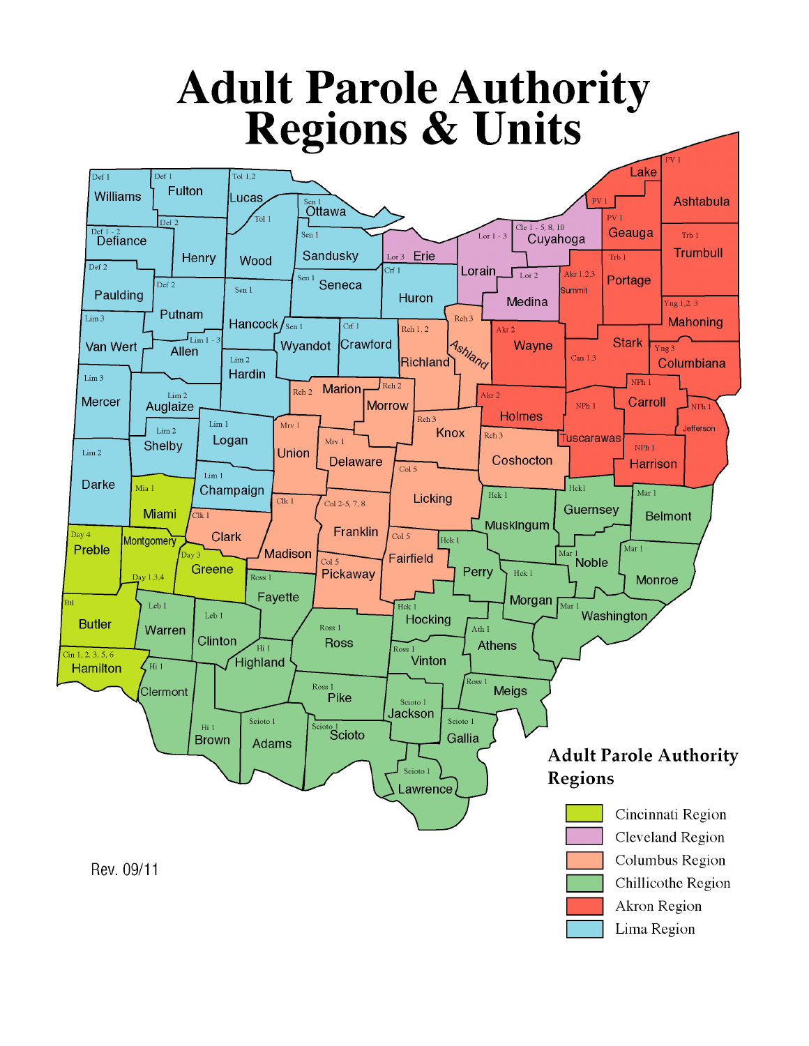# Adult Parole Authority Regions & Units

Def 1 Williams
Def 1 Fulton
Tol 1,2 Lucas
Sen 1 Ottawa
Def 1 - 2 Defiance
Def 2 Henry
Tol 1 Wood
Sen 1 Sandusky
Lor 3 Erie
Lor 1 - 3 Lorain
Cle 1 - 5, 8, 10 Cuyahoga
PV 1 Lake
PV 1 Ashtabula
PV 1 Geauga
Trb 1 Trumbull
Def 2 Paulding
Def 2 Putnam
Sen 1 Hancock
Sen 1 Seneca
Crf 1 Huron
Lor 2 Medina
Akr 1,2,3 Summit
Trb 1 Portage
Yng 1,2, 3 Mahoning
Lim 3 Van Wert
Lim 1 - 3 Allen
Sen 1 Wyandot
Crf 1 Crawford
Rch 1, 2 Richland
Rch 3 Ashland
Akr 2 Wayne
Can 1,3 Stark
Yng 3 Columbiana
Lim 3 Mercer
Lim 2 Auglaize
Lim 2 Hardin
Rch 2 Marion
Rch 2 Morrow
Akr 2 Holmes
NPh 1 Carroll
NPh 1 Jefferson
Lim 2 Shelby
Lim 1 Logan
Mrv 1 Union
Mrv 1 Delaware
Rch 3 Knox
Rch 3 Coshocton
NPh 1 Tuscarawas
NPh 1 Harrison
Lim 2 Darke
Mia 1 Miami
Lim 1 Champaign
Col 5 Licking
Hck 1 Guernsey
Mar 1 Belmont
Clk 1 Clark
Clk 1 Madison
Col 2-5, 7, 8 Franklin
Hck 1 Muskingum
Day 4 Preble
Montgomery
Day 1,3,4
Day 3 Greene
Col 5 Pickaway
Col 5 Fairfield
Hck 1 Perry
Mar 1 Noble
Mar 1 Monroe
Ross 1 Fayette
Hck 1 Morgan
Mar 1 Washington
Btl Butler
Leb 1 Warren
Leb 1 Clinton
Ross 1 Ross
Hck 1 Hocking
Ath 1 Athens
Cin 1, 2, 3, 5, 6 Hamilton
Hi 1 Highland
Ross 1 Vinton
Hi 1 Clermont
Ross 1 Pike
Sciolo 1 Jackson
Ross 1 Meigs
Hi 1 Brown
Scioto 1 Adams
Scioto 1 Scioto
Scioto 1 Gallia
Scioto 1 Lawrence

**Adult Parole Authority Regions**

- Cincinnati Region
- Cleveland Region
- Columbus Region
- Chillicothe Region
- Akron Region
- Lima Region

Rev. 09/11